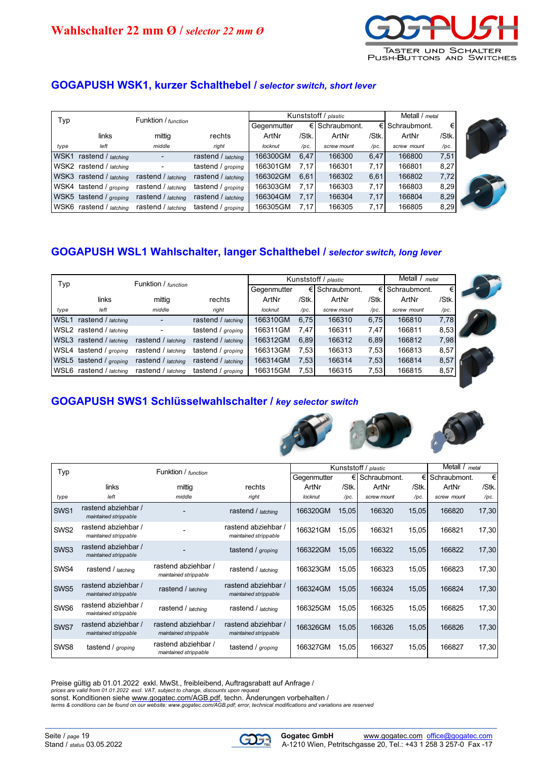# Wahlschalter 22 mm Ø / *selector 22 mm Ø*

TASTER UND SCHALTER
PUSH-BUTTONS AND SWITCHES

## GOGAPUSH WSK1, kurzer Schalthebel / *selector switch, short lever*

| Typ | Funktion / *function* | | | Kunststoff / *plastic* | | | | Metall / *metal* | |
|---|---|---|---|---|---|---|---|---|---|
| | | | | Gegenmutter | € | Schraubmont. | € | Schraubmont. | € |
| | links | mittig | rechts | ArtNr | /Stk. | ArtNr | /Stk. | ArtNr | /Stk. |
| *type* | *left* | *middle* | *right* | *locknut* | */pc.* | *screw mount* | */pc.* | *screw mount* | */pc.* |
| WSK1 | rastend / *latching* | - | rastend / *latching* | 166300GM | 6,47 | 166300 | 6,47 | 166800 | 7,51 |
| WSK2 | rastend / *latching* | - | tastend / *groping* | 166301GM | 7,17 | 166301 | 7,17 | 166801 | 8,27 |
| WSK3 | rastend / *latching* | rastend / *latching* | rastend / *latching* | 166302GM | 6,61 | 166302 | 6,61 | 166802 | 7,72 |
| WSK4 | tastend / *groping* | rastend / *latching* | tastend / *groping* | 166303GM | 7,17 | 166303 | 7,17 | 166803 | 8,29 |
| WSK5 | tastend / *groping* | rastend / *latching* | rastend / *latching* | 166304GM | 7,17 | 166304 | 7,17 | 166804 | 8,29 |
| WSK6 | rastend / *latching* | rastend / *latching* | tastend / *groping* | 166305GM | 7,17 | 166305 | 7,17 | 166805 | 8,29 |

## GOGAPUSH WSL1 Wahlschalter, langer Schalthebel / *selector switch, long lever*

| Typ | Funktion / *function* | | | Kunststoff / *plastic* | | | | Metall / *metal* | |
|---|---|---|---|---|---|---|---|---|---|
| | | | | Gegenmutter | € | Schraubmont. | € | Schraubmont. | € |
| | links | mittig | rechts | ArtNr | /Stk. | ArtNr | /Stk. | ArtNr | /Stk. |
| *type* | *left* | *middle* | *right* | *locknut* | */pc.* | *screw mount* | */pc.* | *screw mount* | */pc.* |
| WSL1 | rastend / *latching* | - | rastend / *latching* | 166310GM | 6,75 | 166310 | 6,75 | 166810 | 7,78 |
| WSL2 | rastend / *latching* | - | tastend / *groping* | 166311GM | 7,47 | 166311 | 7,47 | 166811 | 8,53 |
| WSL3 | rastend / *latching* | rastend / *latching* | rastend / *latching* | 166312GM | 6,89 | 166312 | 6,89 | 166812 | 7,98 |
| WSL4 | tastend / *groping* | rastend / *latching* | tastend / *groping* | 166313GM | 7,53 | 166313 | 7,53 | 166813 | 8,57 |
| WSL5 | tastend / *groping* | rastend / *latching* | rastend / *latching* | 166314GM | 7,53 | 166314 | 7,53 | 166814 | 8,57 |
| WSL6 | rastend / *latching* | rastend / *latching* | tastend / *groping* | 166315GM | 7,53 | 166315 | 7,53 | 166815 | 8,57 |

## GOGAPUSH SWS1 Schlüsselwahlschalter / *key selector switch*

| Typ | Funktion / *function* | | | Kunststoff / *plastic* | | | | Metall / *metal* | |
|---|---|---|---|---|---|---|---|---|---|
| | | | | Gegenmutter | € | Schraubmont. | € | Schraubmont. | € |
| | links | mittig | rechts | ArtNr | /Stk. | ArtNr | /Stk. | ArtNr | /Stk. |
| *type* | *left* | *middle* | *right* | *locknut* | */pc.* | *screw mount* | */pc.* | *screw mount* | */pc.* |
| SWS1 | rastend abziehbar / *maintained strippable* | - | rastend / *latching* | 166320GM | 15,05 | 166320 | 15,05 | 166820 | 17,30 |
| SWS2 | rastend abziehbar / *maintained strippable* | - | rastend abziehbar / *maintained strippable* | 166321GM | 15,05 | 166321 | 15,05 | 166821 | 17,30 |
| SWS3 | rastend abziehbar / *maintained strippable* | - | tastend / *groping* | 166322GM | 15,05 | 166322 | 15,05 | 166822 | 17,30 |
| SWS4 | rastend / *latching* | rastend abziehbar / *maintained strippable* | rastend / *latching* | 166323GM | 15,05 | 166323 | 15,05 | 166823 | 17,30 |
| SWS5 | rastend abziehbar / *maintained strippable* | rastend / *latching* | rastend abziehbar / *maintained strippable* | 166324GM | 15,05 | 166324 | 15,05 | 166824 | 17,30 |
| SWS6 | rastend abziehbar / *maintained strippable* | rastend / *latching* | rastend / *latching* | 166325GM | 15,05 | 166325 | 15,05 | 166825 | 17,30 |
| SWS7 | rastend abziehbar / *maintained strippable* | rastend abziehbar / *maintained strippable* | rastend abziehbar / *maintained strippable* | 166326GM | 15,05 | 166326 | 15,05 | 166826 | 17,30 |
| SWS8 | tastend / *groping* | rastend abziehbar / *maintained strippable* | tastend / *groping* | 166327GM | 15,05 | 166327 | 15,05 | 166827 | 17,30 |

Preise gültig ab 01.01.2022 exkl. MwSt., freibleibend, Auftragsrabatt auf Anfrage /
*prices are valid from 01.01.2022 excl. VAT, subject to change, discounts upon request*
sonst. Konditionen siehe www.gogatec.com/AGB.pdf, techn. Änderungen vorbehalten /
*terms & conditions can be found on our website: www.gogatec.com/AGB.pdf; error, technical modifications and variations are reserved*

Seite / *page* 19
Stand / *status* 03.05.2022

**Gogatec GmbH** www.gogatec.com office@gogatec.com
A-1210 Wien, Petritschgasse 20, Tel.: +43 1 258 3 257-0 Fax -17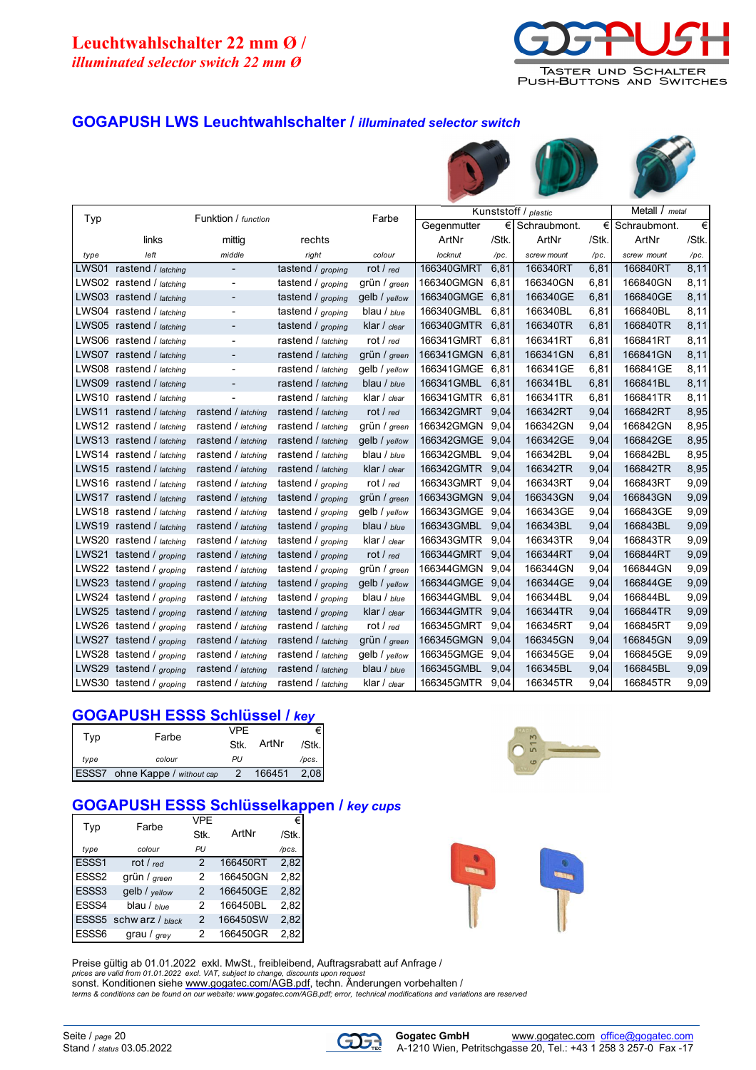# Leuchtwahlschalter 22 mm Ø / *illuminated selector switch 22 mm Ø*

TASTER UND SCHALTER
PUSH-BUTTONS AND SWITCHES

## GOGAPUSH LWS Leuchtwahlschalter / *illuminated selector switch*

| Typ | Funktion / *function* | | | Farbe | Kunststoff / *plastic* | | | | Metall / *metal* | |
|---|---|---|---|---|---|---|---|---|---|---|
| | | | | | Gegenmutter | € | Schraubmont. | € | Schraubmont. | € |
| | links | mittig | rechts | | ArtNr | /Stk. | ArtNr | /Stk. | ArtNr | /Stk. |
| *type* | *left* | *middle* | *right* | *colour* | *locknut* | */pc.* | *screw mount* | */pc.* | *screw mount* | */pc.* |
| LWS01 | rastend / *latching* | - | tastend / *groping* | rot / *red* | 166340GMRT | 6,81 | 166340RT | 6,81 | 166840RT | 8,11 |
| LWS02 | rastend / *latching* | - | tastend / *groping* | grün / *green* | 166340GMGN | 6,81 | 166340GN | 6,81 | 166840GN | 8,11 |
| LWS03 | rastend / *latching* | - | tastend / *groping* | gelb / *yellow* | 166340GMGE | 6,81 | 166340GE | 6,81 | 166840GE | 8,11 |
| LWS04 | rastend / *latching* | - | tastend / *groping* | blau / *blue* | 166340GMBL | 6,81 | 166340BL | 6,81 | 166840BL | 8,11 |
| LWS05 | rastend / *latching* | - | tastend / *groping* | klar / *clear* | 166340GMTR | 6,81 | 166340TR | 6,81 | 166840TR | 8,11 |
| LWS06 | rastend / *latching* | - | rastend / *latching* | rot / *red* | 166341GMRT | 6,81 | 166341RT | 6,81 | 166841RT | 8,11 |
| LWS07 | rastend / *latching* | - | rastend / *latching* | grün / *green* | 166341GMGN | 6,81 | 166341GN | 6,81 | 166841GN | 8,11 |
| LWS08 | rastend / *latching* | - | rastend / *latching* | gelb / *yellow* | 166341GMGE | 6,81 | 166341GE | 6,81 | 166841GE | 8,11 |
| LWS09 | rastend / *latching* | - | rastend / *latching* | blau / *blue* | 166341GMBL | 6,81 | 166341BL | 6,81 | 166841BL | 8,11 |
| LWS10 | rastend / *latching* | - | rastend / *latching* | klar / *clear* | 166341GMTR | 6,81 | 166341TR | 6,81 | 166841TR | 8,11 |
| LWS11 | rastend / *latching* | rastend / *latching* | rastend / *latching* | rot / *red* | 166342GMRT | 9,04 | 166342RT | 9,04 | 166842RT | 8,95 |
| LWS12 | rastend / *latching* | rastend / *latching* | rastend / *latching* | grün / *green* | 166342GMGN | 9,04 | 166342GN | 9,04 | 166842GN | 8,95 |
| LWS13 | rastend / *latching* | rastend / *latching* | rastend / *latching* | gelb / *yellow* | 166342GMGE | 9,04 | 166342GE | 9,04 | 166842GE | 8,95 |
| LWS14 | rastend / *latching* | rastend / *latching* | rastend / *latching* | blau / *blue* | 166342GMBL | 9,04 | 166342BL | 9,04 | 166842BL | 8,95 |
| LWS15 | rastend / *latching* | rastend / *latching* | rastend / *latching* | klar / *clear* | 166342GMTR | 9,04 | 166342TR | 9,04 | 166842TR | 8,95 |
| LWS16 | rastend / *latching* | rastend / *latching* | tastend / *groping* | rot / *red* | 166343GMRT | 9,04 | 166343RT | 9,04 | 166843RT | 9,09 |
| LWS17 | rastend / *latching* | rastend / *latching* | tastend / *groping* | grün / *green* | 166343GMGN | 9,04 | 166343GN | 9,04 | 166843GN | 9,09 |
| LWS18 | rastend / *latching* | rastend / *latching* | tastend / *groping* | gelb / *yellow* | 166343GMGE | 9,04 | 166343GE | 9,04 | 166843GE | 9,09 |
| LWS19 | rastend / *latching* | rastend / *latching* | tastend / *groping* | blau / *blue* | 166343GMBL | 9,04 | 166343BL | 9,04 | 166843BL | 9,09 |
| LWS20 | rastend / *latching* | rastend / *latching* | tastend / *groping* | klar / *clear* | 166343GMTR | 9,04 | 166343TR | 9,04 | 166843TR | 9,09 |
| LWS21 | tastend / *groping* | rastend / *latching* | tastend / *groping* | rot / *red* | 166344GMRT | 9,04 | 166344RT | 9,04 | 166844RT | 9,09 |
| LWS22 | tastend / *groping* | rastend / *latching* | tastend / *groping* | grün / *green* | 166344GMGN | 9,04 | 166344GN | 9,04 | 166844GN | 9,09 |
| LWS23 | tastend / *groping* | rastend / *latching* | tastend / *groping* | gelb / *yellow* | 166344GMGE | 9,04 | 166344GE | 9,04 | 166844GE | 9,09 |
| LWS24 | tastend / *groping* | rastend / *latching* | tastend / *groping* | blau / *blue* | 166344GMBL | 9,04 | 166344BL | 9,04 | 166844BL | 9,09 |
| LWS25 | tastend / *groping* | rastend / *latching* | tastend / *groping* | klar / *clear* | 166344GMTR | 9,04 | 166344TR | 9,04 | 166844TR | 9,09 |
| LWS26 | tastend / *groping* | rastend / *latching* | rastend / *latching* | rot / *red* | 166345GMRT | 9,04 | 166345RT | 9,04 | 166845RT | 9,09 |
| LWS27 | tastend / *groping* | rastend / *latching* | rastend / *latching* | grün / *green* | 166345GMGN | 9,04 | 166345GN | 9,04 | 166845GN | 9,09 |
| LWS28 | tastend / *groping* | rastend / *latching* | rastend / *latching* | gelb / *yellow* | 166345GMGE | 9,04 | 166345GE | 9,04 | 166845GE | 9,09 |
| LWS29 | tastend / *groping* | rastend / *latching* | rastend / *latching* | blau / *blue* | 166345GMBL | 9,04 | 166345BL | 9,04 | 166845BL | 9,09 |
| LWS30 | tastend / *groping* | rastend / *latching* | rastend / *latching* | klar / *clear* | 166345GMTR | 9,04 | 166345TR | 9,04 | 166845TR | 9,09 |

## GOGAPUSH ESSS Schlüssel / *key*

| Typ | Farbe | VPE Stk. | ArtNr | € /Stk. |
|---|---|---|---|---|
| *type* | *colour* | *PU* | | */pcs.* |
| ESSS7 | ohne Kappe / *without cap* | 2 | 166451 | 2,08 |

## GOGAPUSH ESSS Schlüsselkappen / *key cups*

| Typ | Farbe | VPE Stk. | ArtNr | € /Stk. |
|---|---|---|---|---|
| *type* | *colour* | *PU* | | */pcs.* |
| ESSS1 | rot / *red* | 2 | 166450RT | 2,82 |
| ESSS2 | grün / *green* | 2 | 166450GN | 2,82 |
| ESSS3 | gelb / *yellow* | 2 | 166450GE | 2,82 |
| ESSS4 | blau / *blue* | 2 | 166450BL | 2,82 |
| ESSS5 | schwarz / *black* | 2 | 166450SW | 2,82 |
| ESSS6 | grau / *grey* | 2 | 166450GR | 2,82 |

Preise gültig ab 01.01.2022 exkl. MwSt., freibleibend, Auftragsrabatt auf Anfrage /
*prices are valid from 01.01.2022 excl. VAT, subject to change, discounts upon request*
sonst. Konditionen siehe www.gogatec.com/AGB.pdf, techn. Änderungen vorbehalten /
*terms & conditions can be found on our website: www.gogatec.com/AGB.pdf; error, technical modifications and variations are reserved*

Seite / *page* 20
Stand / *status* 03.05.2022

Gogatec GmbH www.gogatec.com office@gogatec.com
A-1210 Wien, Petritschgasse 20, Tel.: +43 1 258 3 257-0 Fax -17